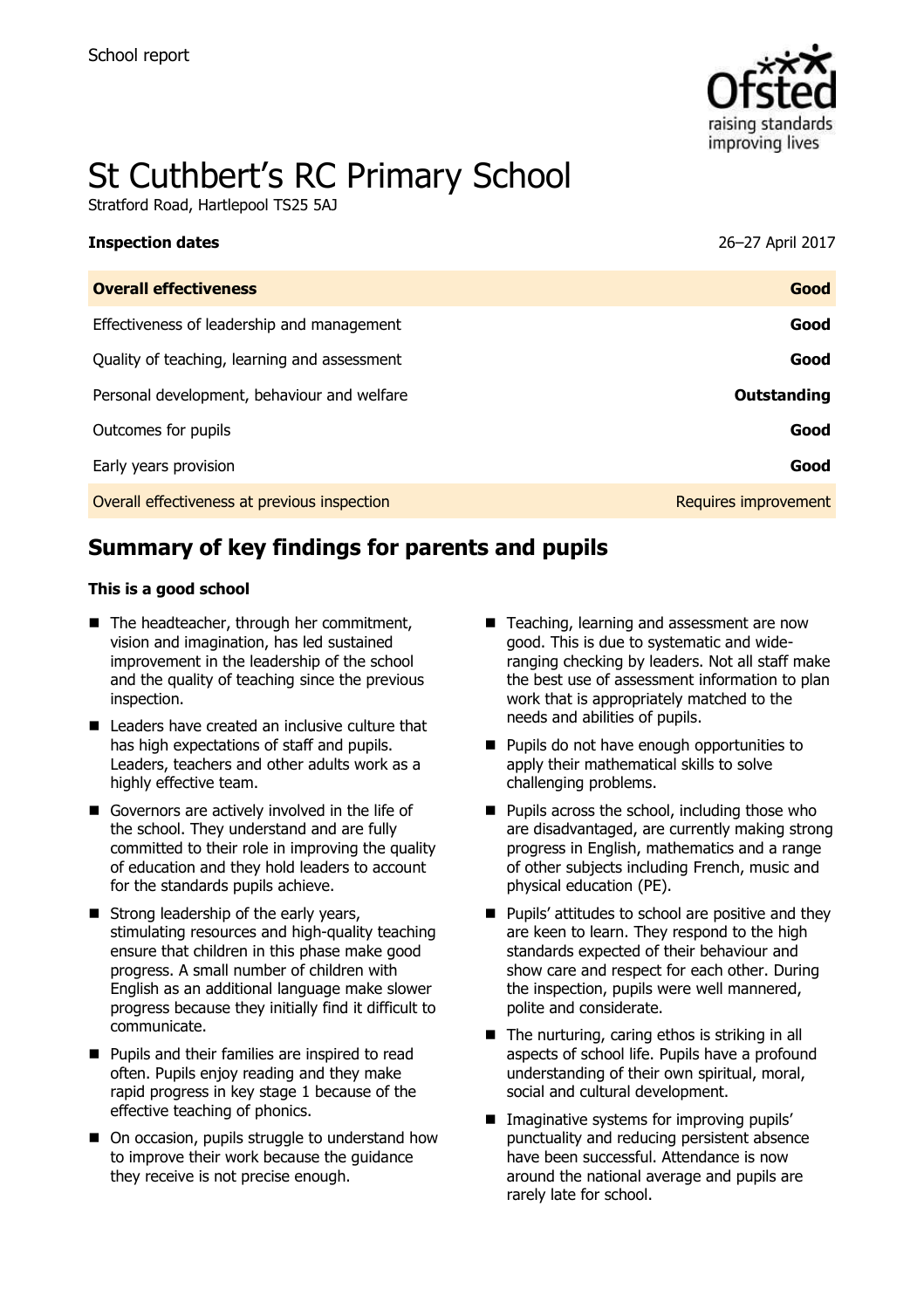School report

# St Cuthbert's RC Primary School

Stratford Road, Hartlepool TS25 5AJ

**Inspection dates** 26–27 April 2017

| | |
|---|---|
| **Overall effectiveness** | **Good** |
| Effectiveness of leadership and management | **Good** |
| Quality of teaching, learning and assessment | **Good** |
| Personal development, behaviour and welfare | **Outstanding** |
| Outcomes for pupils | **Good** |
| Early years provision | **Good** |
| Overall effectiveness at previous inspection | Requires improvement |

## Summary of key findings for parents and pupils

**This is a good school**

- The headteacher, through her commitment, vision and imagination, has led sustained improvement in the leadership of the school and the quality of teaching since the previous inspection.
- Leaders have created an inclusive culture that has high expectations of staff and pupils. Leaders, teachers and other adults work as a highly effective team.
- Governors are actively involved in the life of the school. They understand and are fully committed to their role in improving the quality of education and they hold leaders to account for the standards pupils achieve.
- Strong leadership of the early years, stimulating resources and high-quality teaching ensure that children in this phase make good progress. A small number of children with English as an additional language make slower progress because they initially find it difficult to communicate.
- Pupils and their families are inspired to read often. Pupils enjoy reading and they make rapid progress in key stage 1 because of the effective teaching of phonics.
- On occasion, pupils struggle to understand how to improve their work because the guidance they receive is not precise enough.
- Teaching, learning and assessment are now good. This is due to systematic and wide-ranging checking by leaders. Not all staff make the best use of assessment information to plan work that is appropriately matched to the needs and abilities of pupils.
- Pupils do not have enough opportunities to apply their mathematical skills to solve challenging problems.
- Pupils across the school, including those who are disadvantaged, are currently making strong progress in English, mathematics and a range of other subjects including French, music and physical education (PE).
- Pupils' attitudes to school are positive and they are keen to learn. They respond to the high standards expected of their behaviour and show care and respect for each other. During the inspection, pupils were well mannered, polite and considerate.
- The nurturing, caring ethos is striking in all aspects of school life. Pupils have a profound understanding of their own spiritual, moral, social and cultural development.
- Imaginative systems for improving pupils' punctuality and reducing persistent absence have been successful. Attendance is now around the national average and pupils are rarely late for school.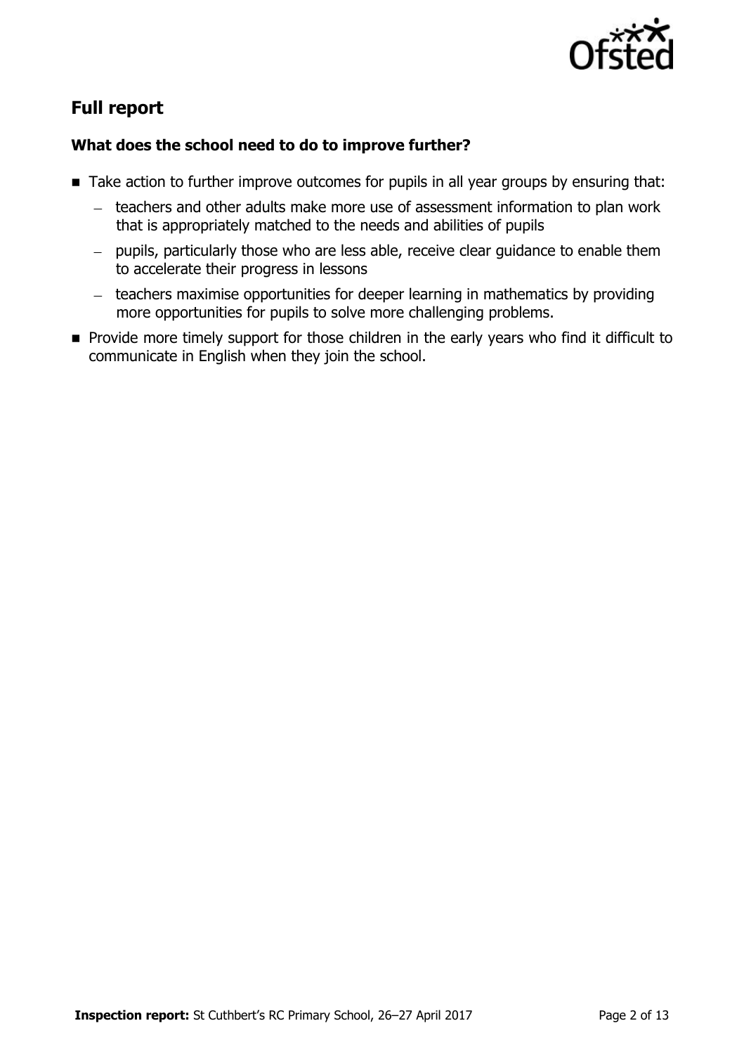## Full report

### What does the school need to do to improve further?

- Take action to further improve outcomes for pupils in all year groups by ensuring that:
  - teachers and other adults make more use of assessment information to plan work that is appropriately matched to the needs and abilities of pupils
  - pupils, particularly those who are less able, receive clear guidance to enable them to accelerate their progress in lessons
  - teachers maximise opportunities for deeper learning in mathematics by providing more opportunities for pupils to solve more challenging problems.
- Provide more timely support for those children in the early years who find it difficult to communicate in English when they join the school.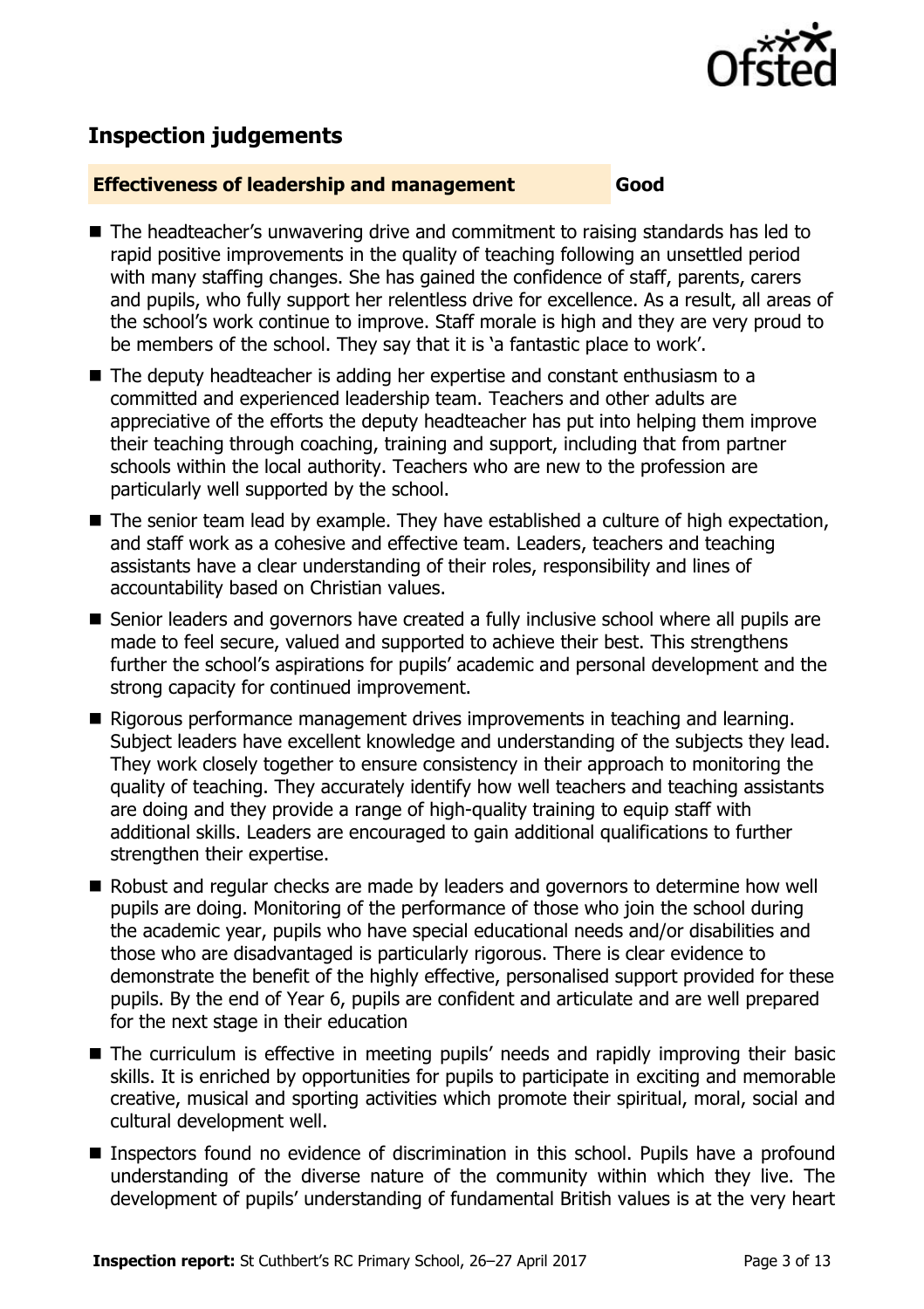## Inspection judgements

**Effectiveness of leadership and management** **Good**

- The headteacher's unwavering drive and commitment to raising standards has led to rapid positive improvements in the quality of teaching following an unsettled period with many staffing changes. She has gained the confidence of staff, parents, carers and pupils, who fully support her relentless drive for excellence. As a result, all areas of the school's work continue to improve. Staff morale is high and they are very proud to be members of the school. They say that it is 'a fantastic place to work'.
- The deputy headteacher is adding her expertise and constant enthusiasm to a committed and experienced leadership team. Teachers and other adults are appreciative of the efforts the deputy headteacher has put into helping them improve their teaching through coaching, training and support, including that from partner schools within the local authority. Teachers who are new to the profession are particularly well supported by the school.
- The senior team lead by example. They have established a culture of high expectation, and staff work as a cohesive and effective team. Leaders, teachers and teaching assistants have a clear understanding of their roles, responsibility and lines of accountability based on Christian values.
- Senior leaders and governors have created a fully inclusive school where all pupils are made to feel secure, valued and supported to achieve their best. This strengthens further the school's aspirations for pupils' academic and personal development and the strong capacity for continued improvement.
- Rigorous performance management drives improvements in teaching and learning. Subject leaders have excellent knowledge and understanding of the subjects they lead. They work closely together to ensure consistency in their approach to monitoring the quality of teaching. They accurately identify how well teachers and teaching assistants are doing and they provide a range of high-quality training to equip staff with additional skills. Leaders are encouraged to gain additional qualifications to further strengthen their expertise.
- Robust and regular checks are made by leaders and governors to determine how well pupils are doing. Monitoring of the performance of those who join the school during the academic year, pupils who have special educational needs and/or disabilities and those who are disadvantaged is particularly rigorous. There is clear evidence to demonstrate the benefit of the highly effective, personalised support provided for these pupils. By the end of Year 6, pupils are confident and articulate and are well prepared for the next stage in their education
- The curriculum is effective in meeting pupils' needs and rapidly improving their basic skills. It is enriched by opportunities for pupils to participate in exciting and memorable creative, musical and sporting activities which promote their spiritual, moral, social and cultural development well.
- Inspectors found no evidence of discrimination in this school. Pupils have a profound understanding of the diverse nature of the community within which they live. The development of pupils' understanding of fundamental British values is at the very heart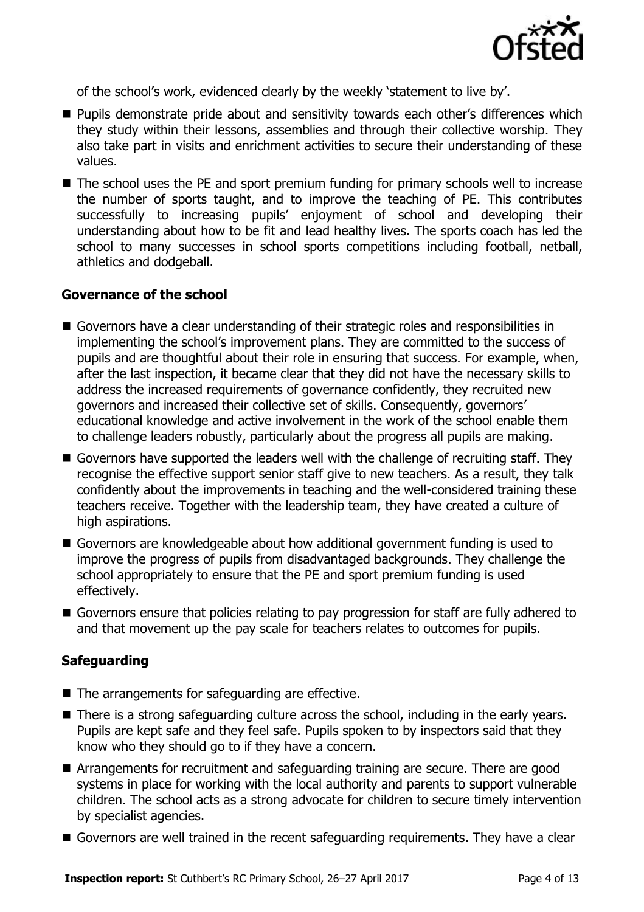of the school's work, evidenced clearly by the weekly 'statement to live by'.

- Pupils demonstrate pride about and sensitivity towards each other's differences which they study within their lessons, assemblies and through their collective worship. They also take part in visits and enrichment activities to secure their understanding of these values.
- The school uses the PE and sport premium funding for primary schools well to increase the number of sports taught, and to improve the teaching of PE. This contributes successfully to increasing pupils' enjoyment of school and developing their understanding about how to be fit and lead healthy lives. The sports coach has led the school to many successes in school sports competitions including football, netball, athletics and dodgeball.

### Governance of the school

- Governors have a clear understanding of their strategic roles and responsibilities in implementing the school's improvement plans. They are committed to the success of pupils and are thoughtful about their role in ensuring that success. For example, when, after the last inspection, it became clear that they did not have the necessary skills to address the increased requirements of governance confidently, they recruited new governors and increased their collective set of skills. Consequently, governors' educational knowledge and active involvement in the work of the school enable them to challenge leaders robustly, particularly about the progress all pupils are making.
- Governors have supported the leaders well with the challenge of recruiting staff. They recognise the effective support senior staff give to new teachers. As a result, they talk confidently about the improvements in teaching and the well-considered training these teachers receive. Together with the leadership team, they have created a culture of high aspirations.
- Governors are knowledgeable about how additional government funding is used to improve the progress of pupils from disadvantaged backgrounds. They challenge the school appropriately to ensure that the PE and sport premium funding is used effectively.
- Governors ensure that policies relating to pay progression for staff are fully adhered to and that movement up the pay scale for teachers relates to outcomes for pupils.

### Safeguarding

- The arrangements for safeguarding are effective.
- There is a strong safeguarding culture across the school, including in the early years. Pupils are kept safe and they feel safe. Pupils spoken to by inspectors said that they know who they should go to if they have a concern.
- Arrangements for recruitment and safeguarding training are secure. There are good systems in place for working with the local authority and parents to support vulnerable children. The school acts as a strong advocate for children to secure timely intervention by specialist agencies.
- Governors are well trained in the recent safeguarding requirements. They have a clear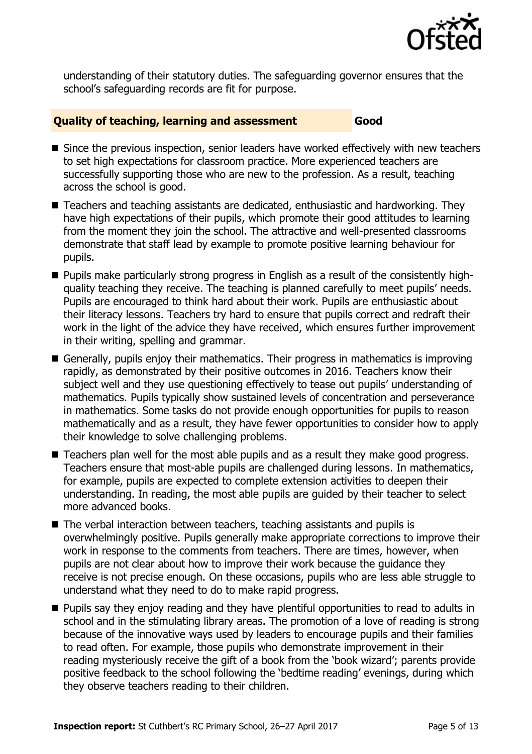understanding of their statutory duties. The safeguarding governor ensures that the school's safeguarding records are fit for purpose.

### Quality of teaching, learning and assessment — Good

- Since the previous inspection, senior leaders have worked effectively with new teachers to set high expectations for classroom practice. More experienced teachers are successfully supporting those who are new to the profession. As a result, teaching across the school is good.
- Teachers and teaching assistants are dedicated, enthusiastic and hardworking. They have high expectations of their pupils, which promote their good attitudes to learning from the moment they join the school. The attractive and well-presented classrooms demonstrate that staff lead by example to promote positive learning behaviour for pupils.
- Pupils make particularly strong progress in English as a result of the consistently high-quality teaching they receive. The teaching is planned carefully to meet pupils' needs. Pupils are encouraged to think hard about their work. Pupils are enthusiastic about their literacy lessons. Teachers try hard to ensure that pupils correct and redraft their work in the light of the advice they have received, which ensures further improvement in their writing, spelling and grammar.
- Generally, pupils enjoy their mathematics. Their progress in mathematics is improving rapidly, as demonstrated by their positive outcomes in 2016. Teachers know their subject well and they use questioning effectively to tease out pupils' understanding of mathematics. Pupils typically show sustained levels of concentration and perseverance in mathematics. Some tasks do not provide enough opportunities for pupils to reason mathematically and as a result, they have fewer opportunities to consider how to apply their knowledge to solve challenging problems.
- Teachers plan well for the most able pupils and as a result they make good progress. Teachers ensure that most-able pupils are challenged during lessons. In mathematics, for example, pupils are expected to complete extension activities to deepen their understanding. In reading, the most able pupils are guided by their teacher to select more advanced books.
- The verbal interaction between teachers, teaching assistants and pupils is overwhelmingly positive. Pupils generally make appropriate corrections to improve their work in response to the comments from teachers. There are times, however, when pupils are not clear about how to improve their work because the guidance they receive is not precise enough. On these occasions, pupils who are less able struggle to understand what they need to do to make rapid progress.
- Pupils say they enjoy reading and they have plentiful opportunities to read to adults in school and in the stimulating library areas. The promotion of a love of reading is strong because of the innovative ways used by leaders to encourage pupils and their families to read often. For example, those pupils who demonstrate improvement in their reading mysteriously receive the gift of a book from the 'book wizard'; parents provide positive feedback to the school following the 'bedtime reading' evenings, during which they observe teachers reading to their children.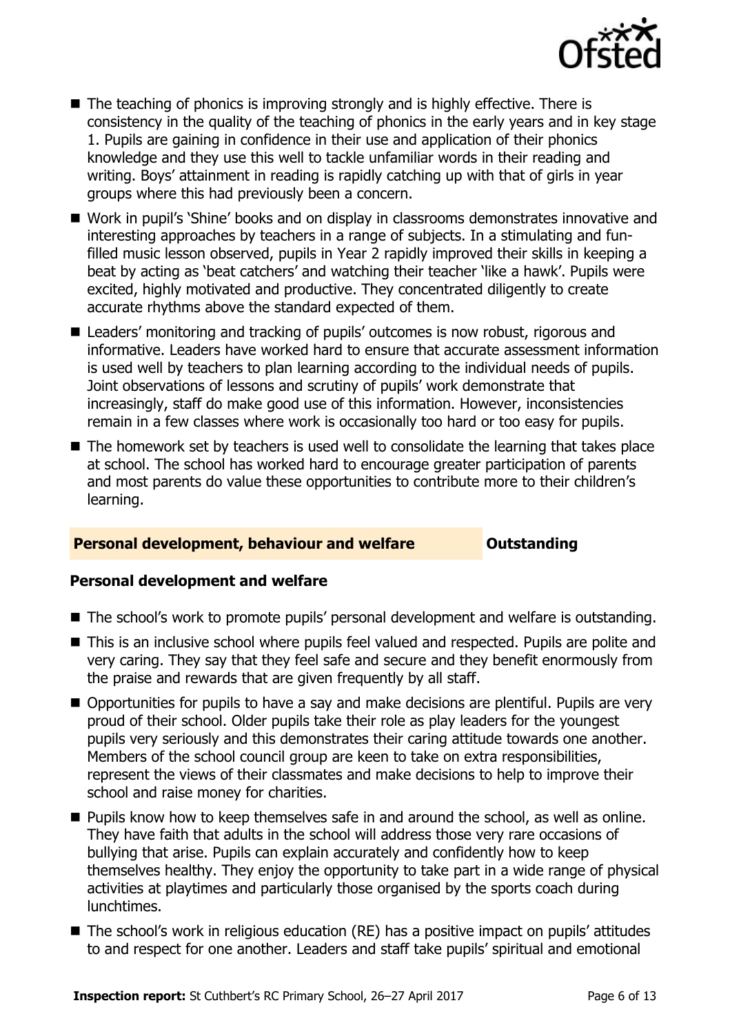- The teaching of phonics is improving strongly and is highly effective. There is consistency in the quality of the teaching of phonics in the early years and in key stage 1. Pupils are gaining in confidence in their use and application of their phonics knowledge and they use this well to tackle unfamiliar words in their reading and writing. Boys' attainment in reading is rapidly catching up with that of girls in year groups where this had previously been a concern.
- Work in pupil's 'Shine' books and on display in classrooms demonstrates innovative and interesting approaches by teachers in a range of subjects. In a stimulating and fun-filled music lesson observed, pupils in Year 2 rapidly improved their skills in keeping a beat by acting as 'beat catchers' and watching their teacher 'like a hawk'. Pupils were excited, highly motivated and productive. They concentrated diligently to create accurate rhythms above the standard expected of them.
- Leaders' monitoring and tracking of pupils' outcomes is now robust, rigorous and informative. Leaders have worked hard to ensure that accurate assessment information is used well by teachers to plan learning according to the individual needs of pupils. Joint observations of lessons and scrutiny of pupils' work demonstrate that increasingly, staff do make good use of this information. However, inconsistencies remain in a few classes where work is occasionally too hard or too easy for pupils.
- The homework set by teachers is used well to consolidate the learning that takes place at school. The school has worked hard to encourage greater participation of parents and most parents do value these opportunities to contribute more to their children's learning.

## Personal development, behaviour and welfare — Outstanding

### Personal development and welfare

- The school's work to promote pupils' personal development and welfare is outstanding.
- This is an inclusive school where pupils feel valued and respected. Pupils are polite and very caring. They say that they feel safe and secure and they benefit enormously from the praise and rewards that are given frequently by all staff.
- Opportunities for pupils to have a say and make decisions are plentiful. Pupils are very proud of their school. Older pupils take their role as play leaders for the youngest pupils very seriously and this demonstrates their caring attitude towards one another. Members of the school council group are keen to take on extra responsibilities, represent the views of their classmates and make decisions to help to improve their school and raise money for charities.
- Pupils know how to keep themselves safe in and around the school, as well as online. They have faith that adults in the school will address those very rare occasions of bullying that arise. Pupils can explain accurately and confidently how to keep themselves healthy. They enjoy the opportunity to take part in a wide range of physical activities at playtimes and particularly those organised by the sports coach during lunchtimes.
- The school's work in religious education (RE) has a positive impact on pupils' attitudes to and respect for one another. Leaders and staff take pupils' spiritual and emotional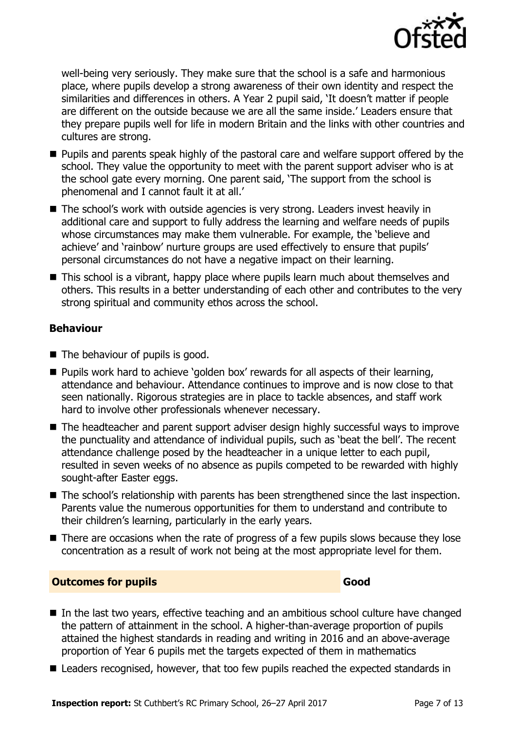well-being very seriously. They make sure that the school is a safe and harmonious place, where pupils develop a strong awareness of their own identity and respect the similarities and differences in others. A Year 2 pupil said, 'It doesn't matter if people are different on the outside because we are all the same inside.' Leaders ensure that they prepare pupils well for life in modern Britain and the links with other countries and cultures are strong.

- Pupils and parents speak highly of the pastoral care and welfare support offered by the school. They value the opportunity to meet with the parent support adviser who is at the school gate every morning. One parent said, 'The support from the school is phenomenal and I cannot fault it at all.'
- The school's work with outside agencies is very strong. Leaders invest heavily in additional care and support to fully address the learning and welfare needs of pupils whose circumstances may make them vulnerable. For example, the 'believe and achieve' and 'rainbow' nurture groups are used effectively to ensure that pupils' personal circumstances do not have a negative impact on their learning.
- This school is a vibrant, happy place where pupils learn much about themselves and others. This results in a better understanding of each other and contributes to the very strong spiritual and community ethos across the school.

### Behaviour

- The behaviour of pupils is good.
- Pupils work hard to achieve 'golden box' rewards for all aspects of their learning, attendance and behaviour. Attendance continues to improve and is now close to that seen nationally. Rigorous strategies are in place to tackle absences, and staff work hard to involve other professionals whenever necessary.
- The headteacher and parent support adviser design highly successful ways to improve the punctuality and attendance of individual pupils, such as 'beat the bell'. The recent attendance challenge posed by the headteacher in a unique letter to each pupil, resulted in seven weeks of no absence as pupils competed to be rewarded with highly sought-after Easter eggs.
- The school's relationship with parents has been strengthened since the last inspection. Parents value the numerous opportunities for them to understand and contribute to their children's learning, particularly in the early years.
- There are occasions when the rate of progress of a few pupils slows because they lose concentration as a result of work not being at the most appropriate level for them.

## Outcomes for pupils — Good

- In the last two years, effective teaching and an ambitious school culture have changed the pattern of attainment in the school. A higher-than-average proportion of pupils attained the highest standards in reading and writing in 2016 and an above-average proportion of Year 6 pupils met the targets expected of them in mathematics
- Leaders recognised, however, that too few pupils reached the expected standards in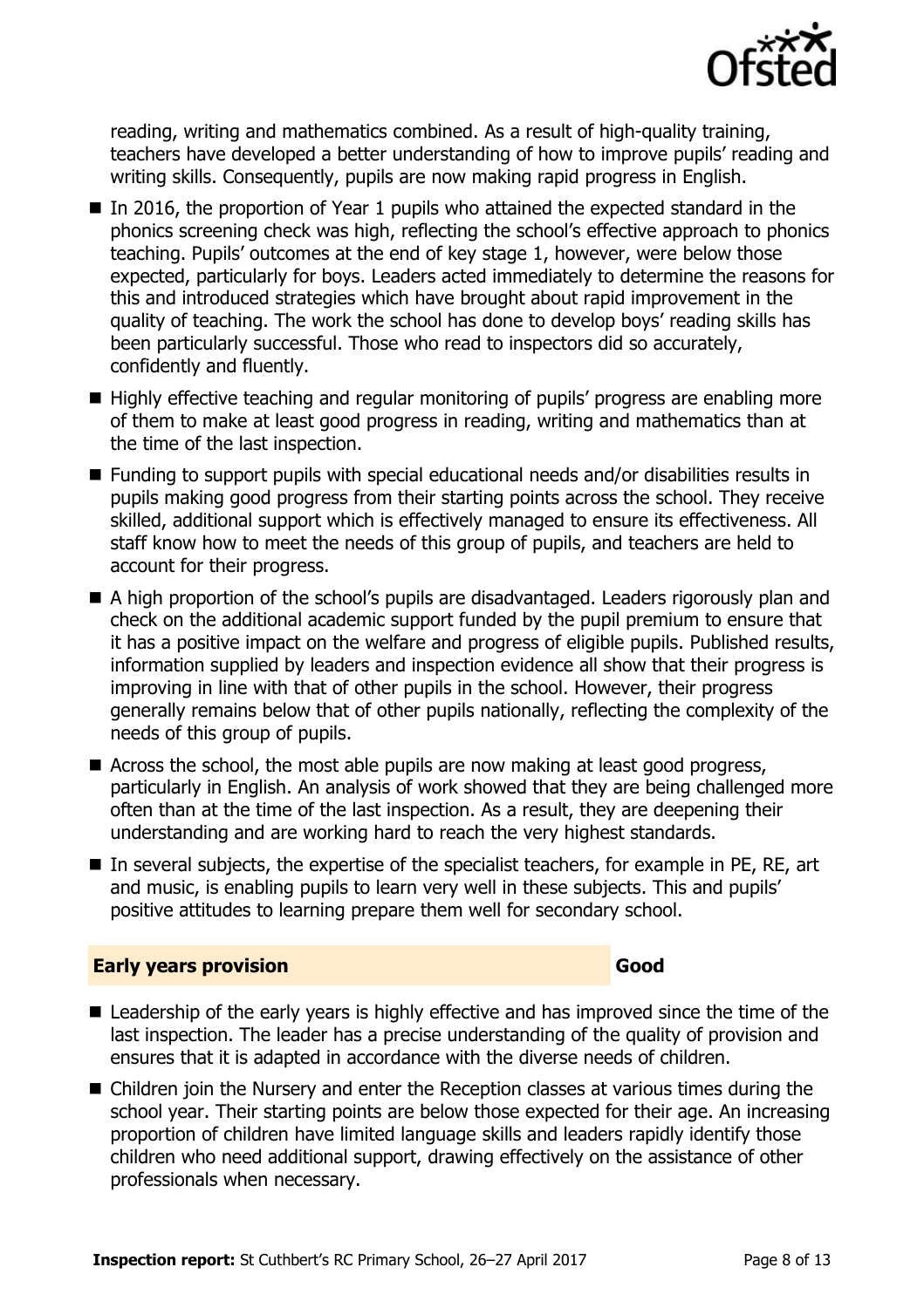reading, writing and mathematics combined. As a result of high-quality training, teachers have developed a better understanding of how to improve pupils' reading and writing skills. Consequently, pupils are now making rapid progress in English.

- In 2016, the proportion of Year 1 pupils who attained the expected standard in the phonics screening check was high, reflecting the school's effective approach to phonics teaching. Pupils' outcomes at the end of key stage 1, however, were below those expected, particularly for boys. Leaders acted immediately to determine the reasons for this and introduced strategies which have brought about rapid improvement in the quality of teaching. The work the school has done to develop boys' reading skills has been particularly successful. Those who read to inspectors did so accurately, confidently and fluently.
- Highly effective teaching and regular monitoring of pupils' progress are enabling more of them to make at least good progress in reading, writing and mathematics than at the time of the last inspection.
- Funding to support pupils with special educational needs and/or disabilities results in pupils making good progress from their starting points across the school. They receive skilled, additional support which is effectively managed to ensure its effectiveness. All staff know how to meet the needs of this group of pupils, and teachers are held to account for their progress.
- A high proportion of the school's pupils are disadvantaged. Leaders rigorously plan and check on the additional academic support funded by the pupil premium to ensure that it has a positive impact on the welfare and progress of eligible pupils. Published results, information supplied by leaders and inspection evidence all show that their progress is improving in line with that of other pupils in the school. However, their progress generally remains below that of other pupils nationally, reflecting the complexity of the needs of this group of pupils.
- Across the school, the most able pupils are now making at least good progress, particularly in English. An analysis of work showed that they are being challenged more often than at the time of the last inspection. As a result, they are deepening their understanding and are working hard to reach the very highest standards.
- In several subjects, the expertise of the specialist teachers, for example in PE, RE, art and music, is enabling pupils to learn very well in these subjects. This and pupils' positive attitudes to learning prepare them well for secondary school.

## Early years provision — Good

- Leadership of the early years is highly effective and has improved since the time of the last inspection. The leader has a precise understanding of the quality of provision and ensures that it is adapted in accordance with the diverse needs of children.
- Children join the Nursery and enter the Reception classes at various times during the school year. Their starting points are below those expected for their age. An increasing proportion of children have limited language skills and leaders rapidly identify those children who need additional support, drawing effectively on the assistance of other professionals when necessary.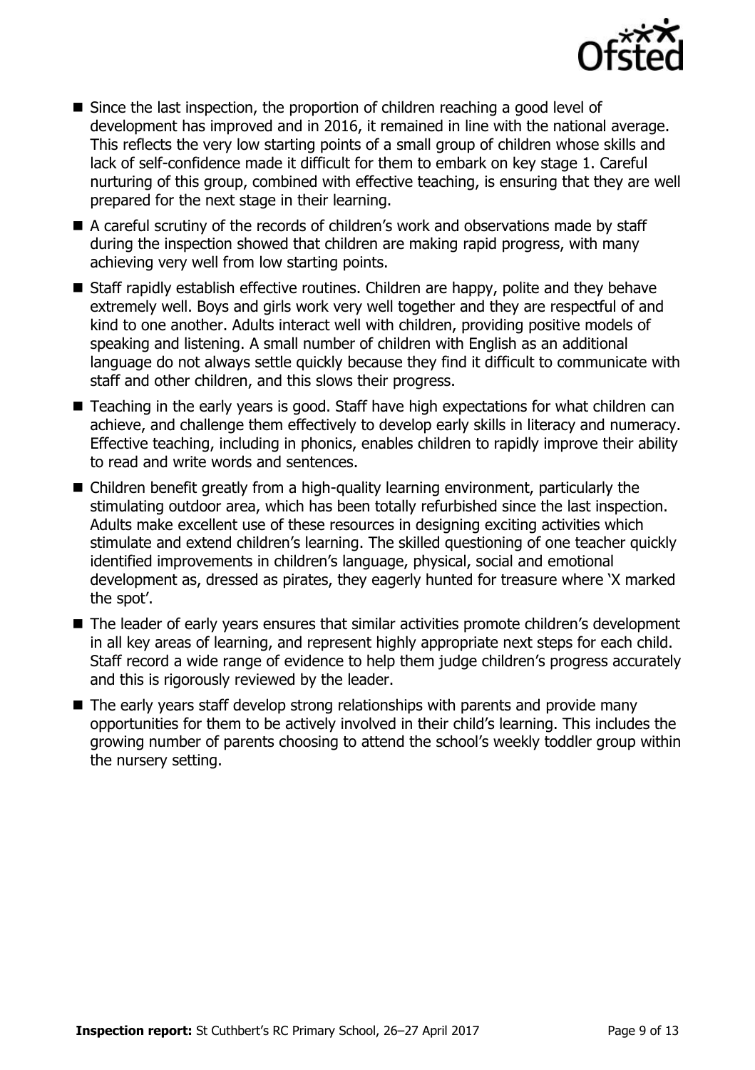- Since the last inspection, the proportion of children reaching a good level of development has improved and in 2016, it remained in line with the national average. This reflects the very low starting points of a small group of children whose skills and lack of self-confidence made it difficult for them to embark on key stage 1. Careful nurturing of this group, combined with effective teaching, is ensuring that they are well prepared for the next stage in their learning.
- A careful scrutiny of the records of children's work and observations made by staff during the inspection showed that children are making rapid progress, with many achieving very well from low starting points.
- Staff rapidly establish effective routines. Children are happy, polite and they behave extremely well. Boys and girls work very well together and they are respectful of and kind to one another. Adults interact well with children, providing positive models of speaking and listening. A small number of children with English as an additional language do not always settle quickly because they find it difficult to communicate with staff and other children, and this slows their progress.
- Teaching in the early years is good. Staff have high expectations for what children can achieve, and challenge them effectively to develop early skills in literacy and numeracy. Effective teaching, including in phonics, enables children to rapidly improve their ability to read and write words and sentences.
- Children benefit greatly from a high-quality learning environment, particularly the stimulating outdoor area, which has been totally refurbished since the last inspection. Adults make excellent use of these resources in designing exciting activities which stimulate and extend children's learning. The skilled questioning of one teacher quickly identified improvements in children's language, physical, social and emotional development as, dressed as pirates, they eagerly hunted for treasure where 'X marked the spot'.
- The leader of early years ensures that similar activities promote children's development in all key areas of learning, and represent highly appropriate next steps for each child. Staff record a wide range of evidence to help them judge children's progress accurately and this is rigorously reviewed by the leader.
- The early years staff develop strong relationships with parents and provide many opportunities for them to be actively involved in their child's learning. This includes the growing number of parents choosing to attend the school's weekly toddler group within the nursery setting.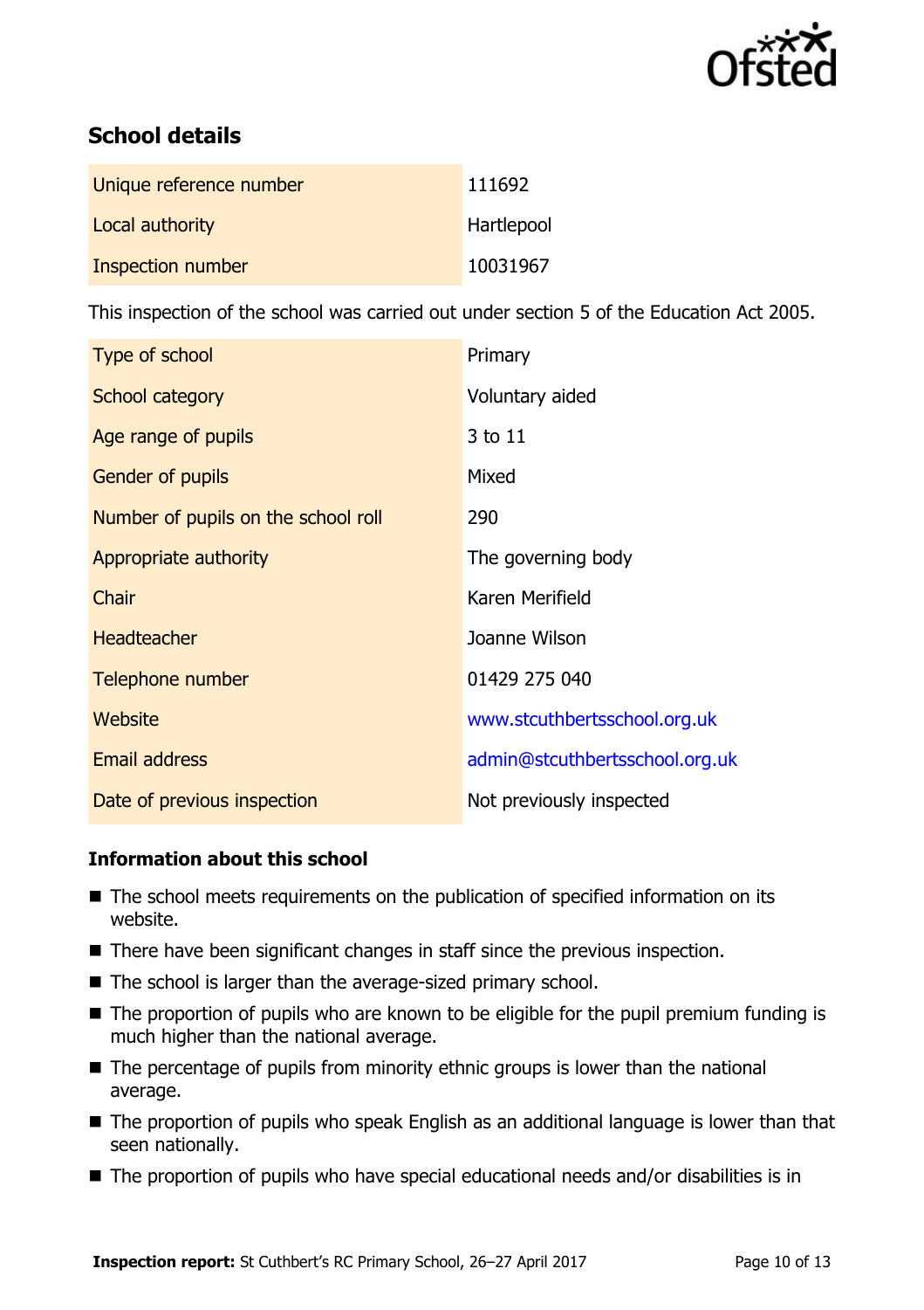## School details

| | |
|---|---|
| Unique reference number | 111692 |
| Local authority | Hartlepool |
| Inspection number | 10031967 |

This inspection of the school was carried out under section 5 of the Education Act 2005.

| | |
|---|---|
| Type of school | Primary |
| School category | Voluntary aided |
| Age range of pupils | 3 to 11 |
| Gender of pupils | Mixed |
| Number of pupils on the school roll | 290 |
| Appropriate authority | The governing body |
| Chair | Karen Merifield |
| Headteacher | Joanne Wilson |
| Telephone number | 01429 275 040 |
| Website | www.stcuthbertsschool.org.uk |
| Email address | admin@stcuthbertsschool.org.uk |
| Date of previous inspection | Not previously inspected |

### Information about this school

- The school meets requirements on the publication of specified information on its website.
- There have been significant changes in staff since the previous inspection.
- The school is larger than the average-sized primary school.
- The proportion of pupils who are known to be eligible for the pupil premium funding is much higher than the national average.
- The percentage of pupils from minority ethnic groups is lower than the national average.
- The proportion of pupils who speak English as an additional language is lower than that seen nationally.
- The proportion of pupils who have special educational needs and/or disabilities is in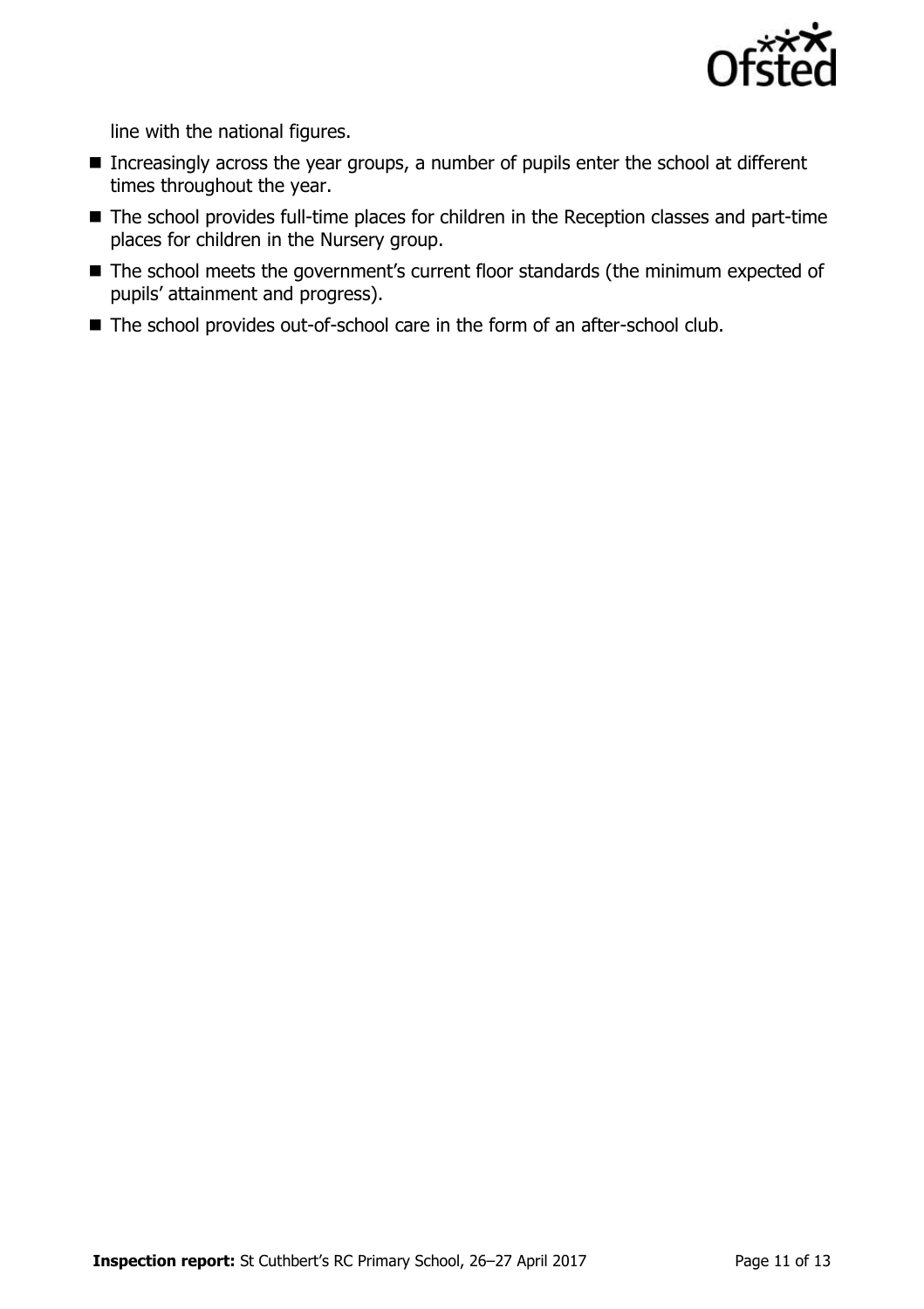line with the national figures.

- Increasingly across the year groups, a number of pupils enter the school at different times throughout the year.
- The school provides full-time places for children in the Reception classes and part-time places for children in the Nursery group.
- The school meets the government's current floor standards (the minimum expected of pupils' attainment and progress).
- The school provides out-of-school care in the form of an after-school club.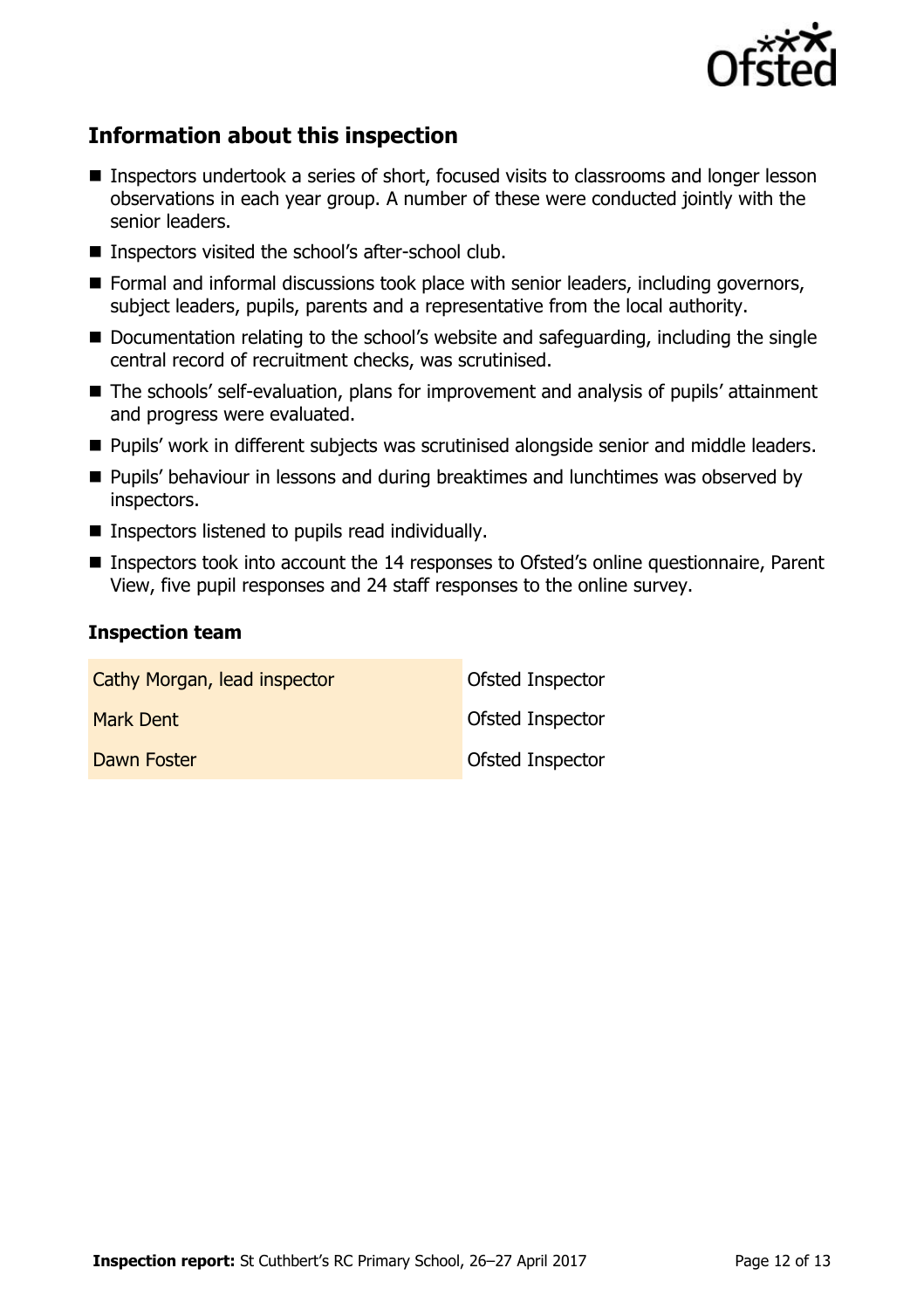## Information about this inspection

- Inspectors undertook a series of short, focused visits to classrooms and longer lesson observations in each year group. A number of these were conducted jointly with the senior leaders.
- Inspectors visited the school's after-school club.
- Formal and informal discussions took place with senior leaders, including governors, subject leaders, pupils, parents and a representative from the local authority.
- Documentation relating to the school's website and safeguarding, including the single central record of recruitment checks, was scrutinised.
- The schools' self-evaluation, plans for improvement and analysis of pupils' attainment and progress were evaluated.
- Pupils' work in different subjects was scrutinised alongside senior and middle leaders.
- Pupils' behaviour in lessons and during breaktimes and lunchtimes was observed by inspectors.
- Inspectors listened to pupils read individually.
- Inspectors took into account the 14 responses to Ofsted's online questionnaire, Parent View, five pupil responses and 24 staff responses to the online survey.

### Inspection team

| | |
|---|---|
| Cathy Morgan, lead inspector | Ofsted Inspector |
| Mark Dent | Ofsted Inspector |
| Dawn Foster | Ofsted Inspector |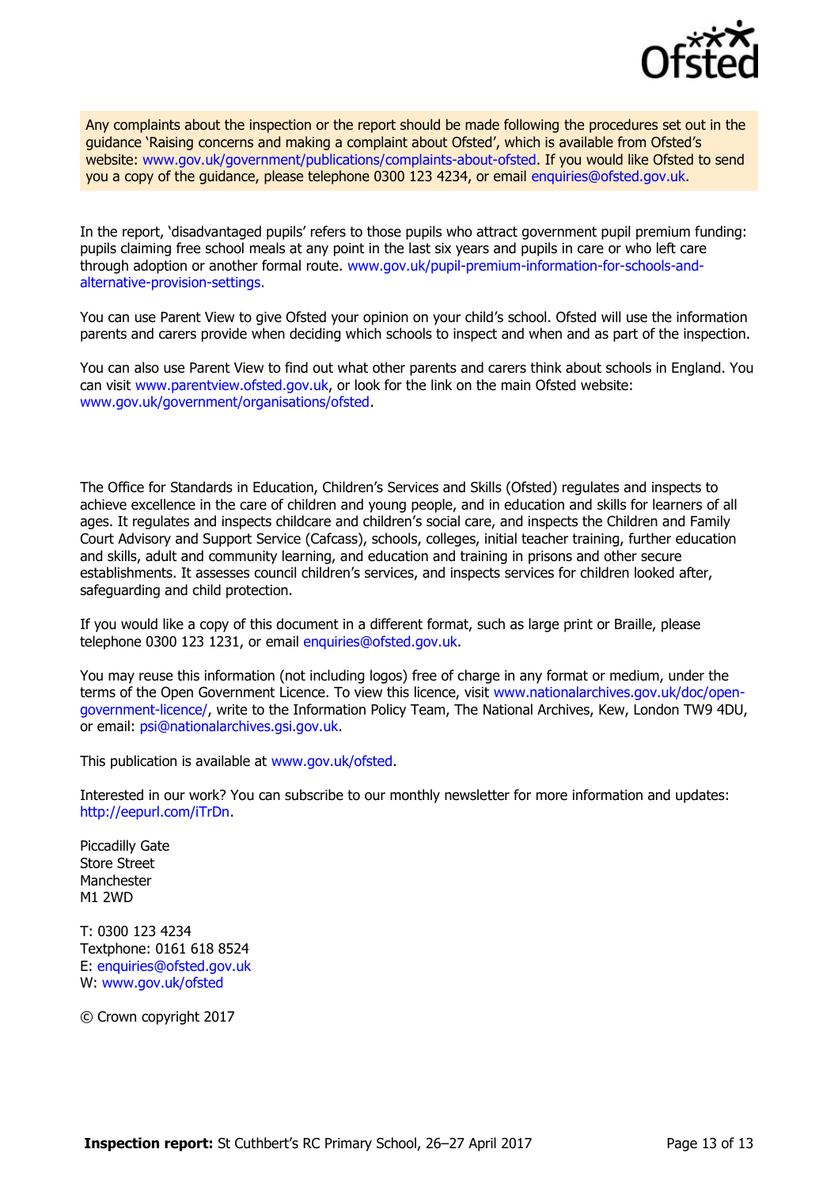Any complaints about the inspection or the report should be made following the procedures set out in the guidance 'Raising concerns and making a complaint about Ofsted', which is available from Ofsted's website: www.gov.uk/government/publications/complaints-about-ofsted. If you would like Ofsted to send you a copy of the guidance, please telephone 0300 123 4234, or email enquiries@ofsted.gov.uk.

In the report, 'disadvantaged pupils' refers to those pupils who attract government pupil premium funding: pupils claiming free school meals at any point in the last six years and pupils in care or who left care through adoption or another formal route. www.gov.uk/pupil-premium-information-for-schools-and-alternative-provision-settings.

You can use Parent View to give Ofsted your opinion on your child's school. Ofsted will use the information parents and carers provide when deciding which schools to inspect and when and as part of the inspection.

You can also use Parent View to find out what other parents and carers think about schools in England. You can visit www.parentview.ofsted.gov.uk, or look for the link on the main Ofsted website: www.gov.uk/government/organisations/ofsted.

The Office for Standards in Education, Children's Services and Skills (Ofsted) regulates and inspects to achieve excellence in the care of children and young people, and in education and skills for learners of all ages. It regulates and inspects childcare and children's social care, and inspects the Children and Family Court Advisory and Support Service (Cafcass), schools, colleges, initial teacher training, further education and skills, adult and community learning, and education and training in prisons and other secure establishments. It assesses council children's services, and inspects services for children looked after, safeguarding and child protection.

If you would like a copy of this document in a different format, such as large print or Braille, please telephone 0300 123 1231, or email enquiries@ofsted.gov.uk.

You may reuse this information (not including logos) free of charge in any format or medium, under the terms of the Open Government Licence. To view this licence, visit www.nationalarchives.gov.uk/doc/open-government-licence/, write to the Information Policy Team, The National Archives, Kew, London TW9 4DU, or email: psi@nationalarchives.gsi.gov.uk.

This publication is available at www.gov.uk/ofsted.

Interested in our work? You can subscribe to our monthly newsletter for more information and updates: http://eepurl.com/iTrDn.

Piccadilly Gate
Store Street
Manchester
M1 2WD

T: 0300 123 4234
Textphone: 0161 618 8524
E: enquiries@ofsted.gov.uk
W: www.gov.uk/ofsted

© Crown copyright 2017